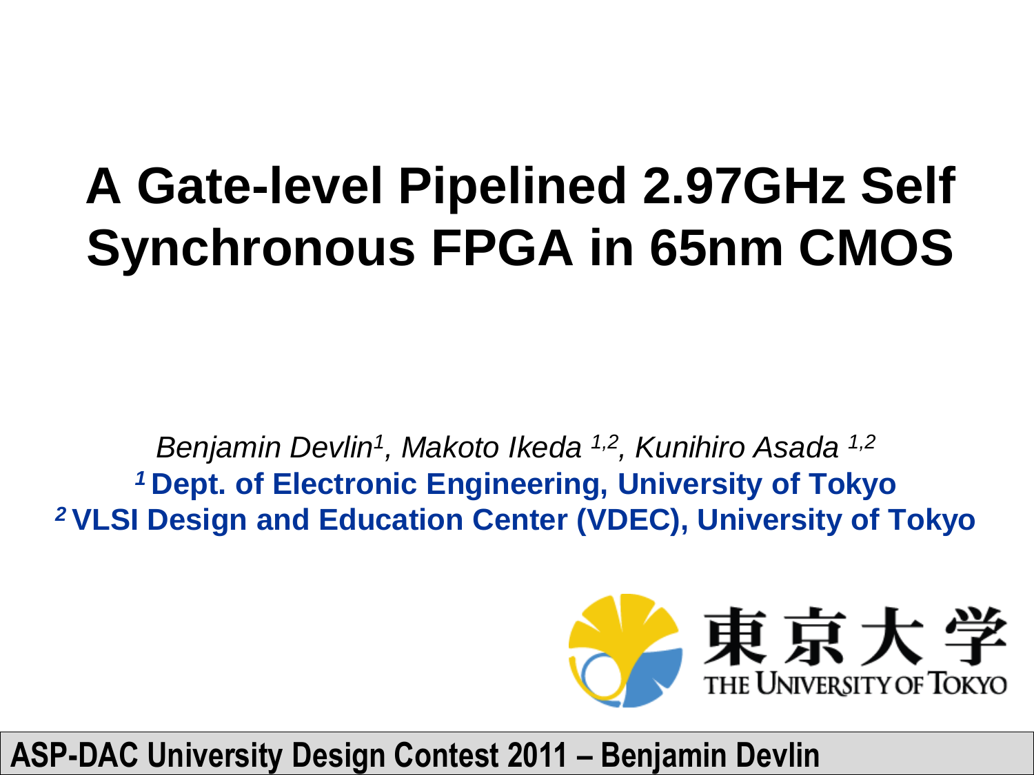# A Gate-level Pipelined 2.97GHz Self Synchronous FPGA in 65nm CMOS

*Benjamin Devlin[1], Makoto Ikeda [1,2], Kunihiro Asada [1,2]*

**[1] Dept. of Electronic Engineering, University of Tokyo**

**[2] VLSI Design and Education Center (VDEC), University of Tokyo**

東京大学
THE UNIVERSITY OF TOKYO

**ASP-DAC University Design Contest 2011 – Benjamin Devlin**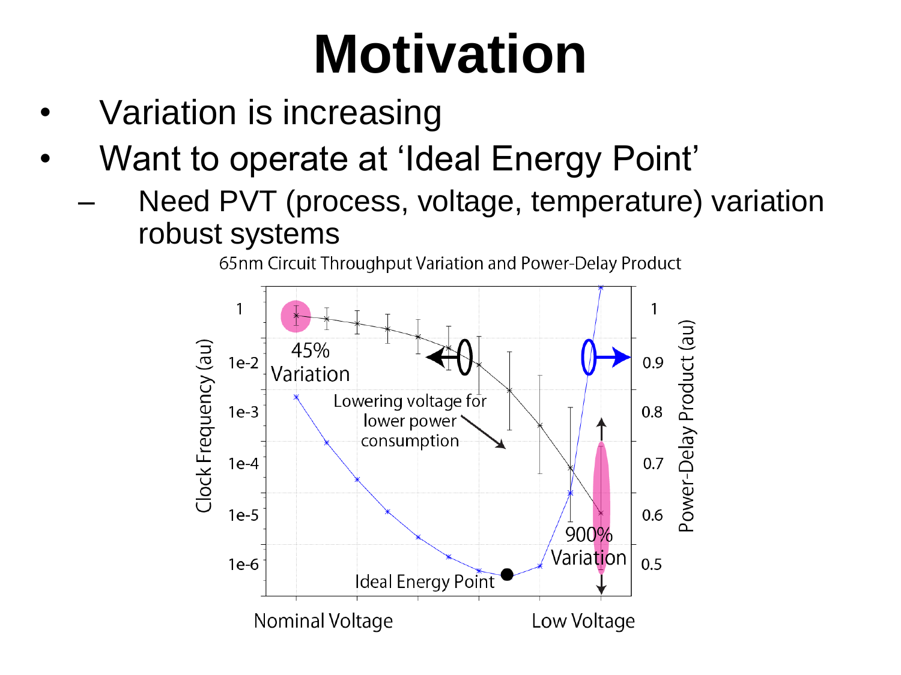# Motivation

- Variation is increasing
- Want to operate at 'Ideal Energy Point'
  - Need PVT (process, voltage, temperature) variation robust systems

65nm Circuit Throughput Variation and Power-Delay Product

Clock Frequency (au): 1, 1e-2, 1e-3, 1e-4, 1e-5, 1e-6

Power-Delay Product (au): 1, 0.9, 0.8, 0.7, 0.6, 0.5

45% Variation

Lowering voltage for lower power consumption

900% Variation

Ideal Energy Point

Nominal Voltage — Low Voltage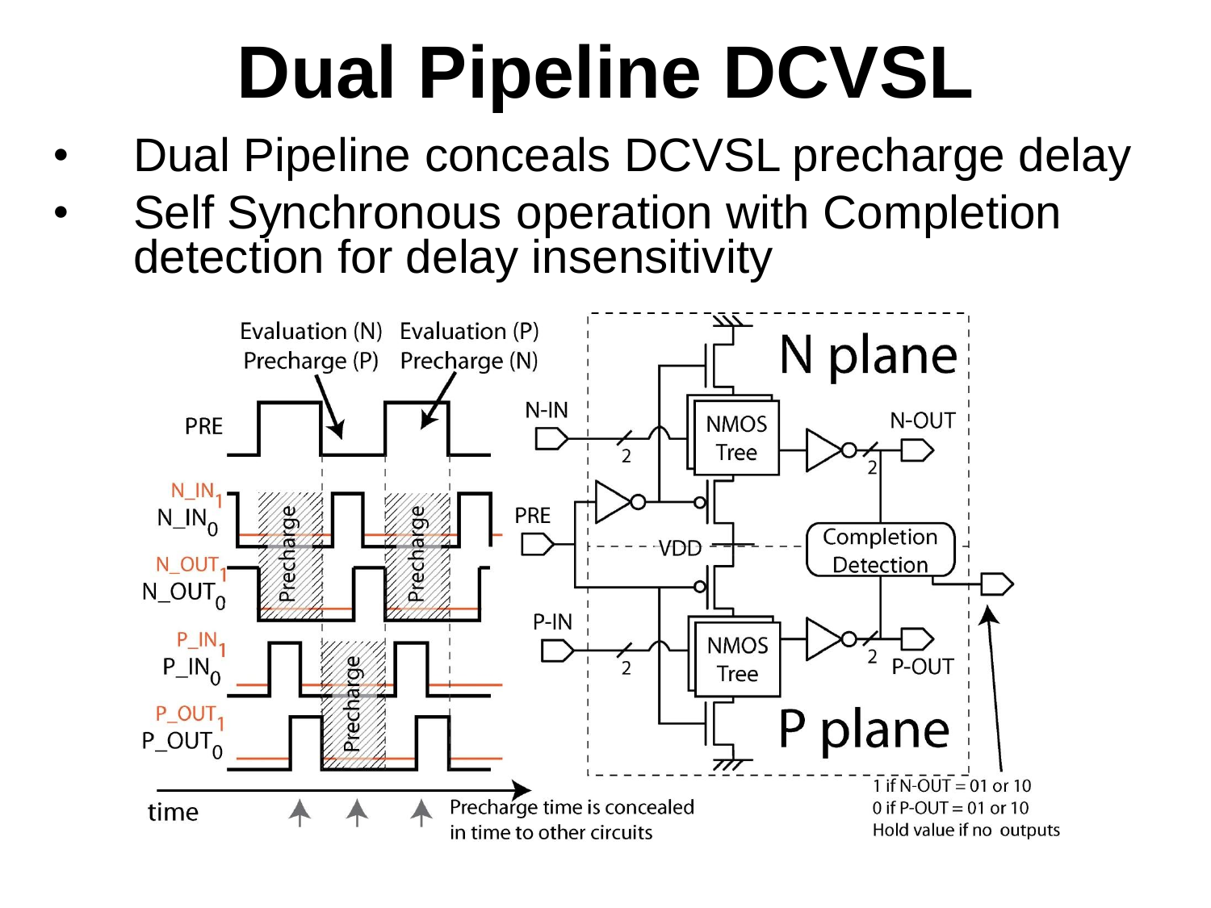# Dual Pipeline DCVSL

- Dual Pipeline conceals DCVSL precharge delay
- Self Synchronous operation with Completion detection for delay insensitivity

Evaluation (N) Precharge (P)

Evaluation (P) Precharge (N)

PRE

$N\_IN_1$ $N\_IN_0$

$N\_OUT_1$ $N\_OUT_0$

$P\_IN_1$ $P\_IN_0$

$P\_OUT_1$ $P\_OUT_0$

Precharge

time

Precharge time is concealed in time to other circuits

N plane

N-IN

NMOS Tree

N-OUT

PRE

VDD

Completion Detection

P-IN

NMOS Tree

P-OUT

P plane

1 if N-OUT = 01 or 10
0 if P-OUT = 01 or 10
Hold value if no outputs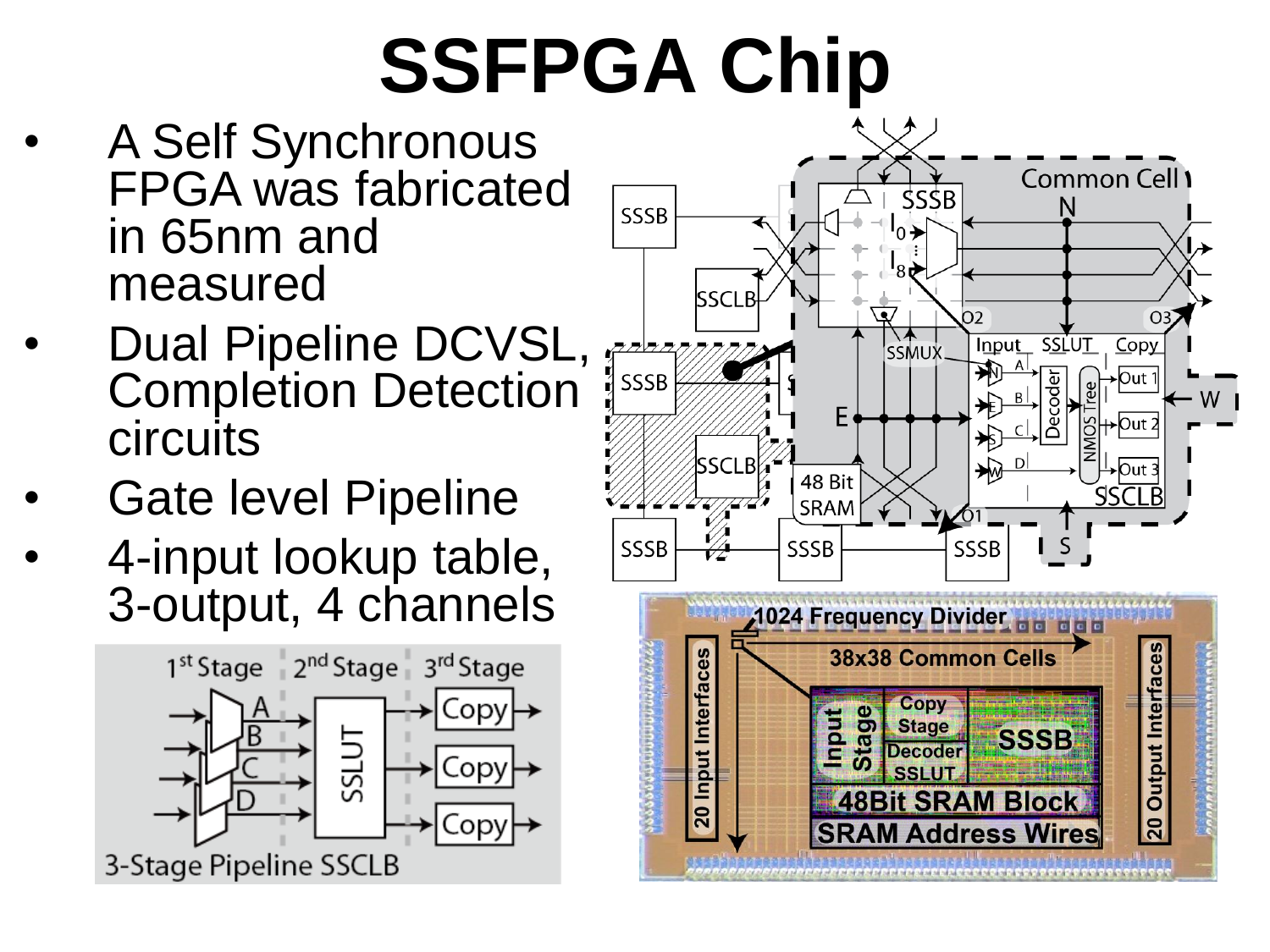# SSFPGA Chip

- A Self Synchronous FPGA was fabricated in 65nm and measured
- Dual Pipeline DCVSL, Completion Detection circuits
- Gate level Pipeline
- 4-input lookup table, 3-output, 4 channels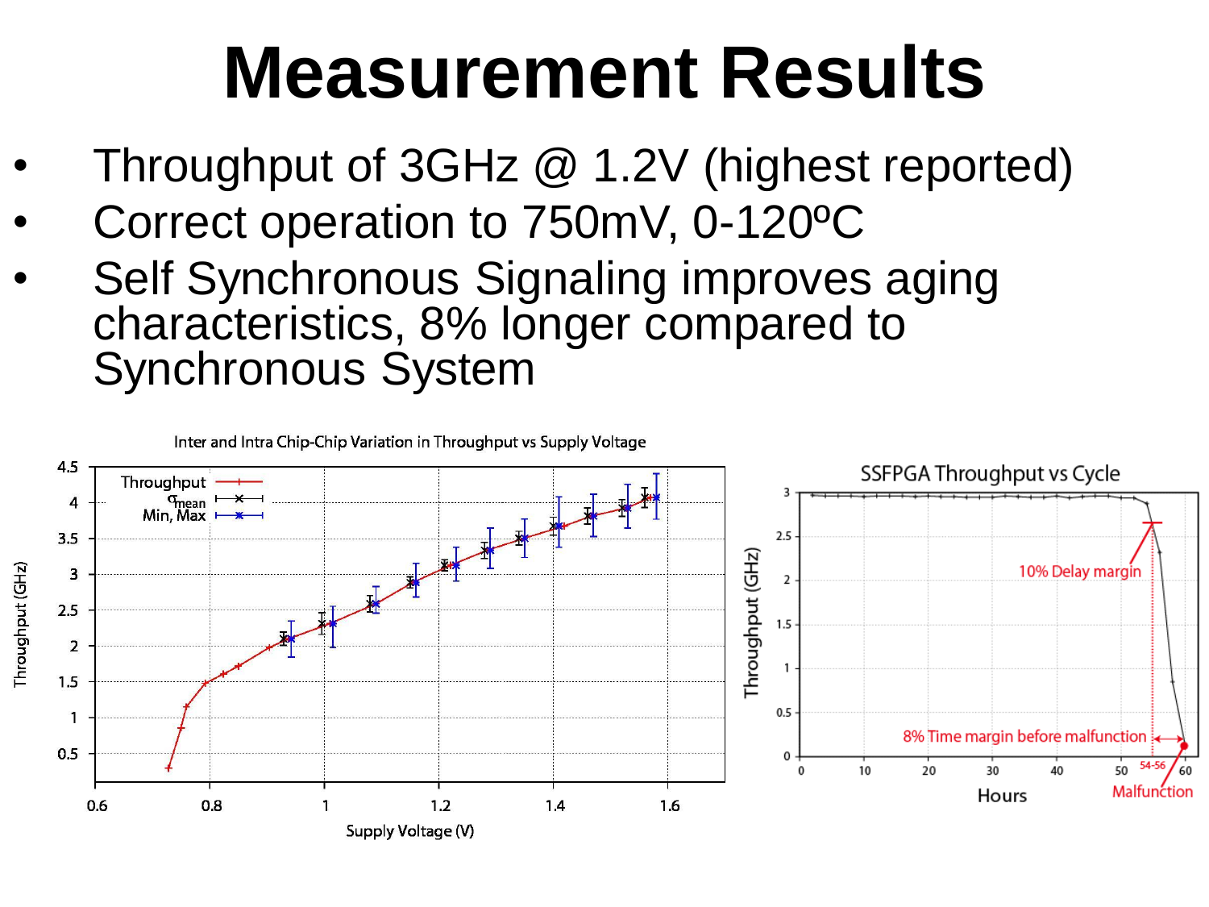# Measurement Results

- Throughput of 3GHz @ 1.2V (highest reported)
- Correct operation to 750mV, 0-120ºC
- Self Synchronous Signaling improves aging characteristics, 8% longer compared to Synchronous System

Inter and Intra Chip-Chip Variation in Throughput vs Supply Voltage

SSFPGA Throughput vs Cycle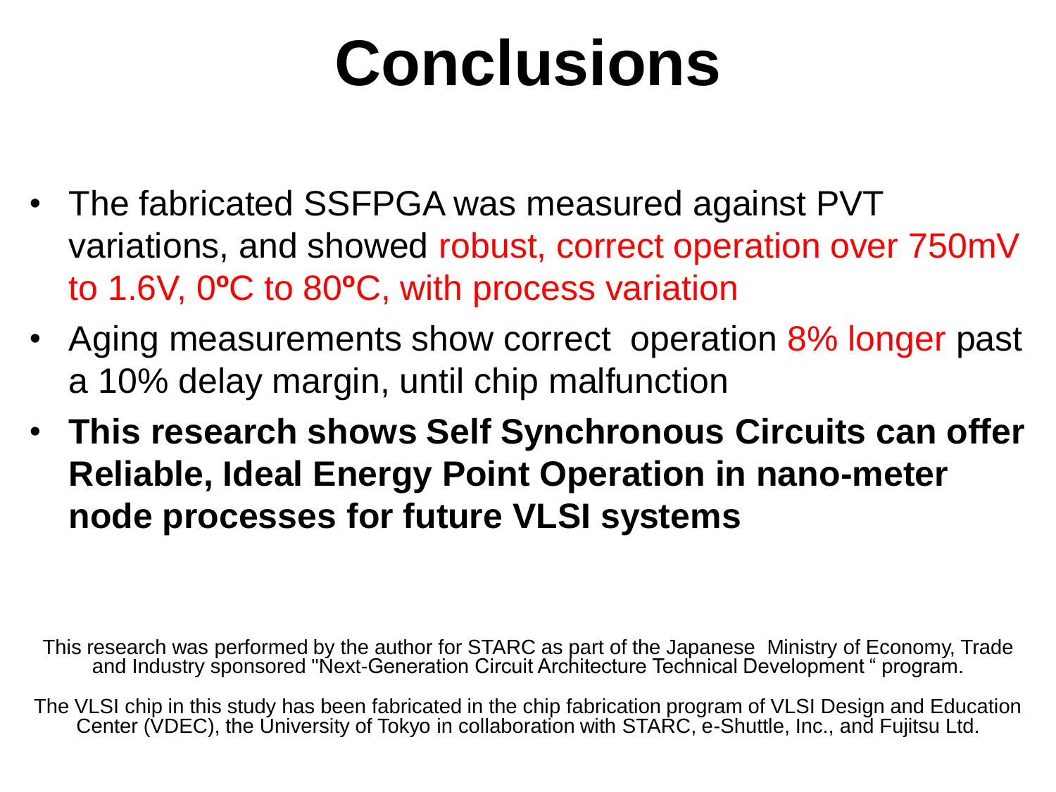# Conclusions

- The fabricated SSFPGA was measured against PVT variations, and showed robust, correct operation over 750mV to 1.6V, 0ºC to 80ºC, with process variation
- Aging measurements show correct operation 8% longer past a 10% delay margin, until chip malfunction
- **This research shows Self Synchronous Circuits can offer Reliable, Ideal Energy Point Operation in nano-meter node processes for future VLSI systems**

This research was performed by the author for STARC as part of the Japanese Ministry of Economy, Trade and Industry sponsored "Next-Generation Circuit Architecture Technical Development " program.

The VLSI chip in this study has been fabricated in the chip fabrication program of VLSI Design and Education Center (VDEC), the University of Tokyo in collaboration with STARC, e-Shuttle, Inc., and Fujitsu Ltd.